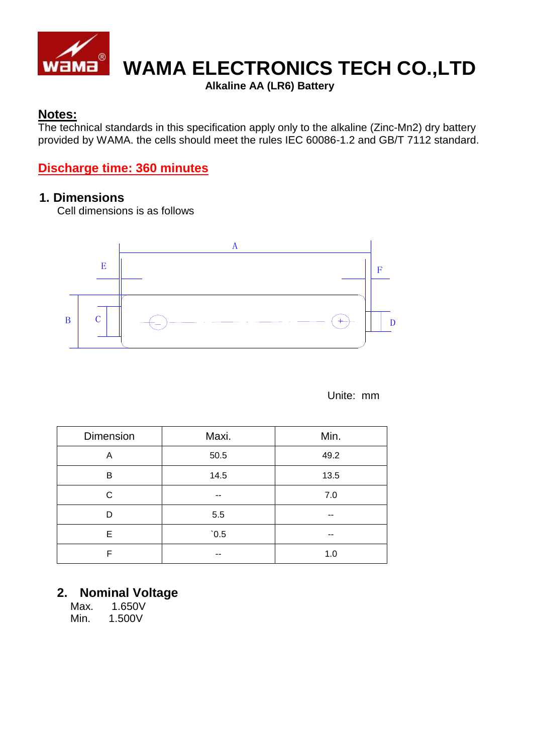# WAMA ELECTRONICS TECH CO.,LTD

**Alkaline AA (LR6) Battery**

## Notes:

The technical standards in this specification apply only to the alkaline (Zinc-Mn2) dry battery provided by WAMA. the cells should meet the rules IEC 60086-1.2 and GB/T 7112 standard.

**Discharge time: 360 minutes**

## 1. Dimensions

Cell dimensions is as follows

Unite: mm

| Dimension | Maxi. | Min. |
|---|---|---|
| A | 50.5 | 49.2 |
| B | 14.5 | 13.5 |
| C | -- | 7.0 |
| D | 5.5 | -- |
| E | `0.5 | -- |
| F | -- | 1.0 |

## 2. Nominal Voltage

Max. 1.650V

Min. 1.500V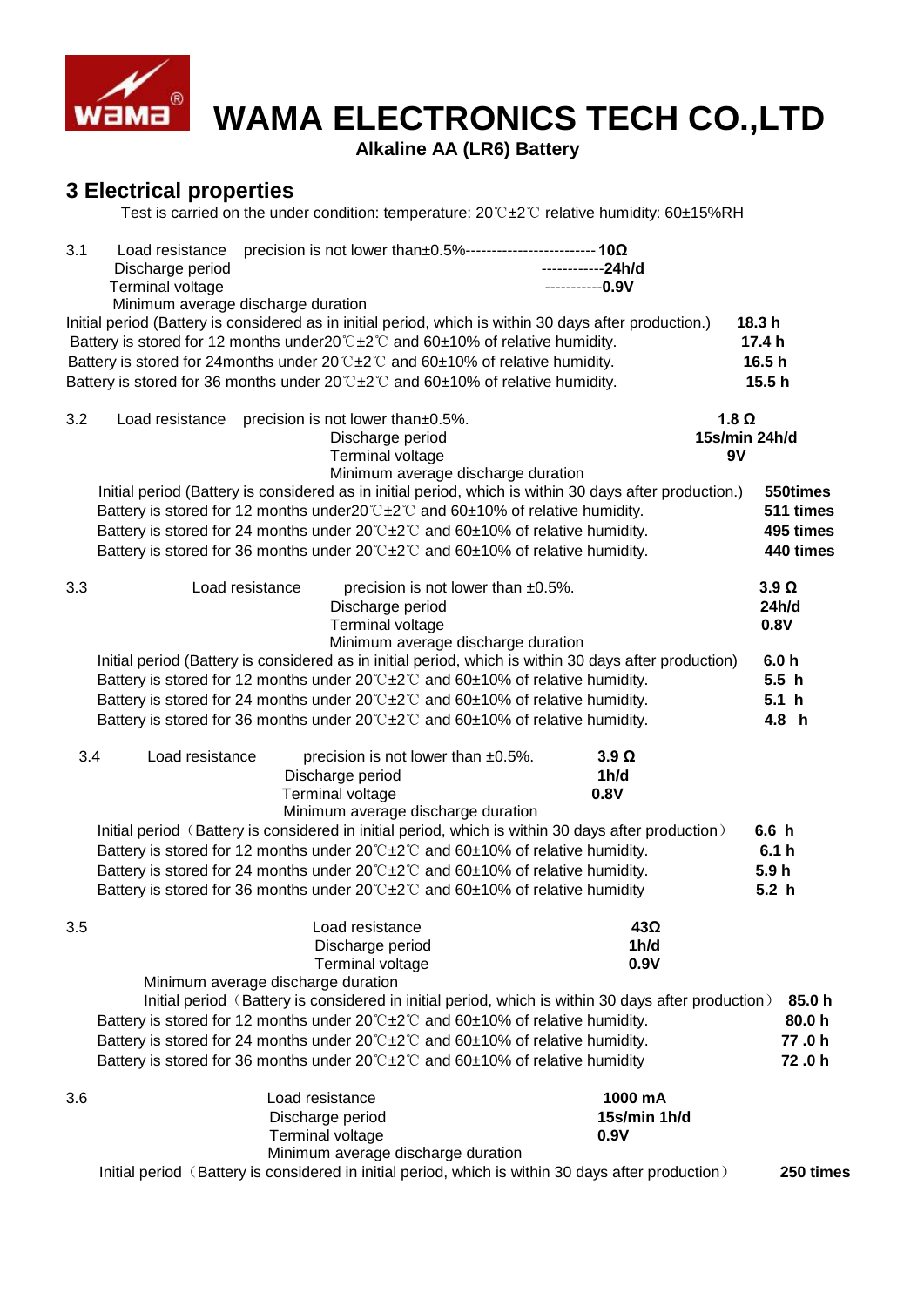# WAMA ELECTRONICS TECH CO.,LTD

**Alkaline AA (LR6) Battery**

## 3 Electrical properties

Test is carried on the under condition: temperature: 20℃±2℃ relative humidity: 60±15%RH

3.1 Load resistance precision is not lower than±0.5%------------------------ **10Ω**

Discharge period ------------**24h/d**

Terminal voltage -----------**0.9V**

Minimum average discharge duration

| | |
|---|---|
| Initial period (Battery is considered as in initial period, which is within 30 days after production.) | **18.3 h** |
| Battery is stored for 12 months under20℃±2℃ and 60±10% of relative humidity. | **17.4 h** |
| Battery is stored for 24months under 20℃±2℃ and 60±10% of relative humidity. | **16.5 h** |
| Battery is stored for 36 months under 20℃±2℃ and 60±10% of relative humidity. | **15.5 h** |

3.2 Load resistance precision is not lower than±0.5%. **1.8 Ω**

Discharge period **15s/min 24h/d**

Terminal voltage **9V**

Minimum average discharge duration

| | |
|---|---|
| Initial period (Battery is considered as in initial period, which is within 30 days after production.) | **550times** |
| Battery is stored for 12 months under20℃±2℃ and 60±10% of relative humidity. | **511 times** |
| Battery is stored for 24 months under 20℃±2℃ and 60±10% of relative humidity. | **495 times** |
| Battery is stored for 36 months under 20℃±2℃ and 60±10% of relative humidity. | **440 times** |

3.3 Load resistance precision is not lower than ±0.5%. **3.9 Ω**

Discharge period **24h/d**

Terminal voltage **0.8V**

Minimum average discharge duration

| | |
|---|---|
| Initial period (Battery is considered as in initial period, which is within 30 days after production) | **6.0 h** |
| Battery is stored for 12 months under 20℃±2℃ and 60±10% of relative humidity. | **5.5 h** |
| Battery is stored for 24 months under 20℃±2℃ and 60±10% of relative humidity. | **5.1 h** |
| Battery is stored for 36 months under 20℃±2℃ and 60±10% of relative humidity. | **4.8 h** |

3.4 Load resistance precision is not lower than ±0.5%. **3.9 Ω**

Discharge period **1h/d**

Terminal voltage **0.8V**

Minimum average discharge duration

| | |
|---|---|
| Initial period（Battery is considered in initial period, which is within 30 days after production） | **6.6 h** |
| Battery is stored for 12 months under 20℃±2℃ and 60±10% of relative humidity. | **6.1 h** |
| Battery is stored for 24 months under 20℃±2℃ and 60±10% of relative humidity. | **5.9 h** |
| Battery is stored for 36 months under 20℃±2℃ and 60±10% of relative humidity | **5.2 h** |

3.5 Load resistance **43Ω**

Discharge period **1h/d**

Terminal voltage **0.9V**

Minimum average discharge duration

| | |
|---|---|
| Initial period（Battery is considered in initial period, which is within 30 days after production） | **85.0 h** |
| Battery is stored for 12 months under 20℃±2℃ and 60±10% of relative humidity. | **80.0 h** |
| Battery is stored for 24 months under 20℃±2℃ and 60±10% of relative humidity. | **77 .0 h** |
| Battery is stored for 36 months under 20℃±2℃ and 60±10% of relative humidity | **72 .0 h** |

3.6 Load resistance **1000 mA**

Discharge period **15s/min 1h/d**

Terminal voltage **0.9V**

Minimum average discharge duration

| | |
|---|---|
| Initial period（Battery is considered in initial period, which is within 30 days after production） | **250 times** |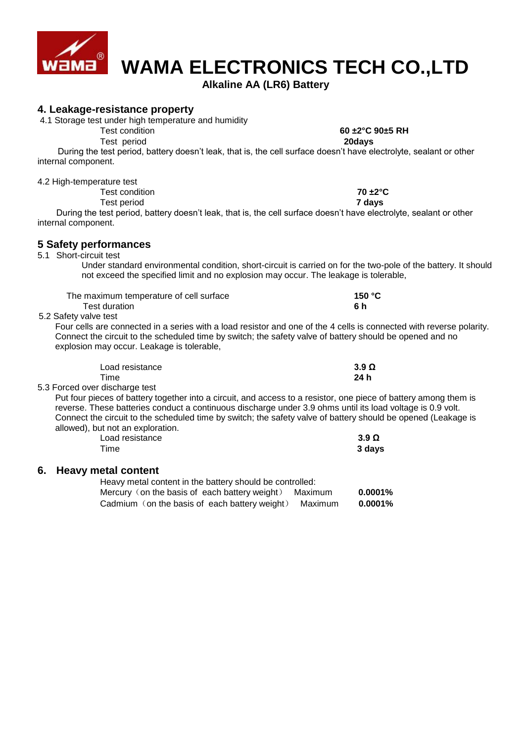# WAMA ELECTRONICS TECH CO.,LTD

**Alkaline AA (LR6) Battery**

## 4. Leakage-resistance property

4.1 Storage test under high temperature and humidity

| | |
|---|---|
| Test condition | **60 ±2°C 90±5 RH** |
| Test period | **20days** |

During the test period, battery doesn't leak, that is, the cell surface doesn't have electrolyte, sealant or other internal component.

4.2 High-temperature test

| | |
|---|---|
| Test condition | **70 ±2°C** |
| Test period | **7 days** |

During the test period, battery doesn't leak, that is, the cell surface doesn't have electrolyte, sealant or other internal component.

## 5 Safety performances

5.1 Short-circuit test

Under standard environmental condition, short-circuit is carried on for the two-pole of the battery. It should not exceed the specified limit and no explosion may occur. The leakage is tolerable,

| | |
|---|---|
| The maximum temperature of cell surface | **150 °C** |
| Test duration | **6 h** |

5.2 Safety valve test

Four cells are connected in a series with a load resistor and one of the 4 cells is connected with reverse polarity. Connect the circuit to the scheduled time by switch; the safety valve of battery should be opened and no explosion may occur. Leakage is tolerable,

| | |
|---|---|
| Load resistance | **3.9 Ω** |
| Time | **24 h** |

5.3 Forced over discharge test

Put four pieces of battery together into a circuit, and access to a resistor, one piece of battery among them is reverse. These batteries conduct a continuous discharge under 3.9 ohms until its load voltage is 0.9 volt. Connect the circuit to the scheduled time by switch; the safety valve of battery should be opened (Leakage is allowed), but not an exploration.

| | |
|---|---|
| Load resistance | **3.9 Ω** |
| Time | **3 days** |

## 6. Heavy metal content

Heavy metal content in the battery should be controlled:

| | | |
|---|---|---|
| Mercury（on the basis of each battery weight） | Maximum | **0.0001%** |
| Cadmium（on the basis of each battery weight） | Maximum | **0.0001%** |